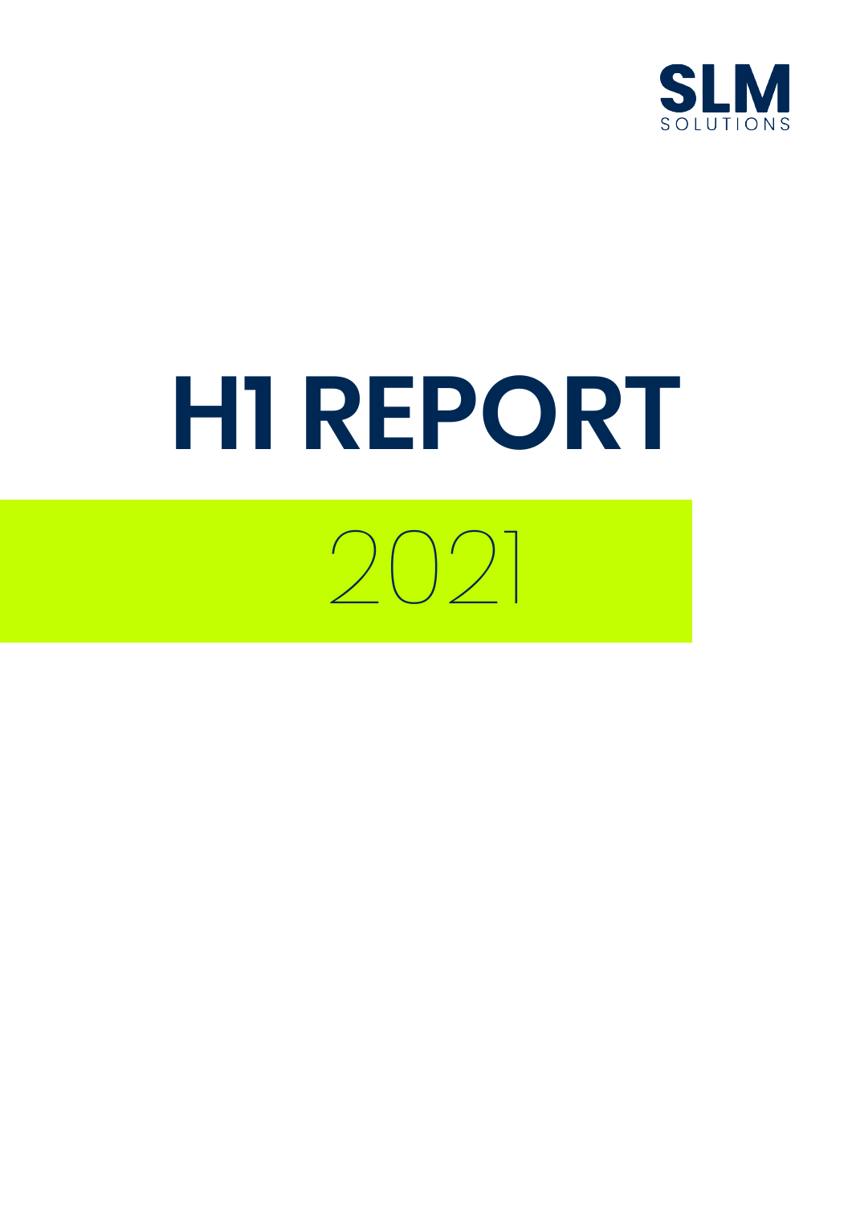SLM SOLUTIONS

# H1 REPORT

2021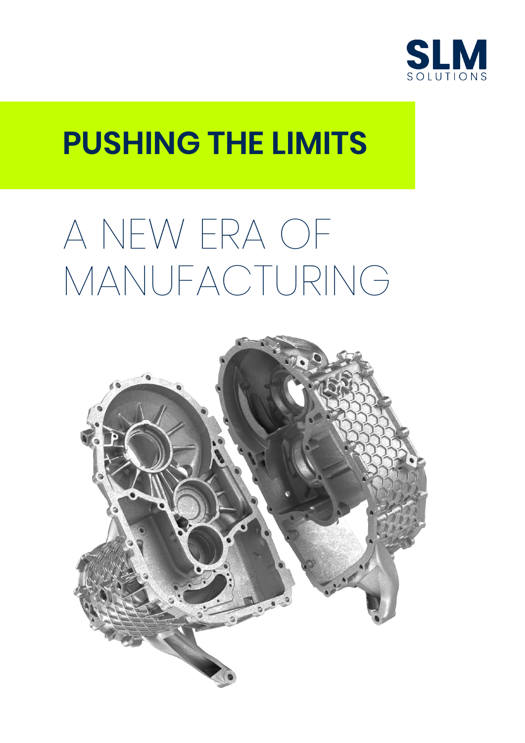SLM SOLUTIONS

# PUSHING THE LIMITS

## A NEW ERA OF MANUFACTURING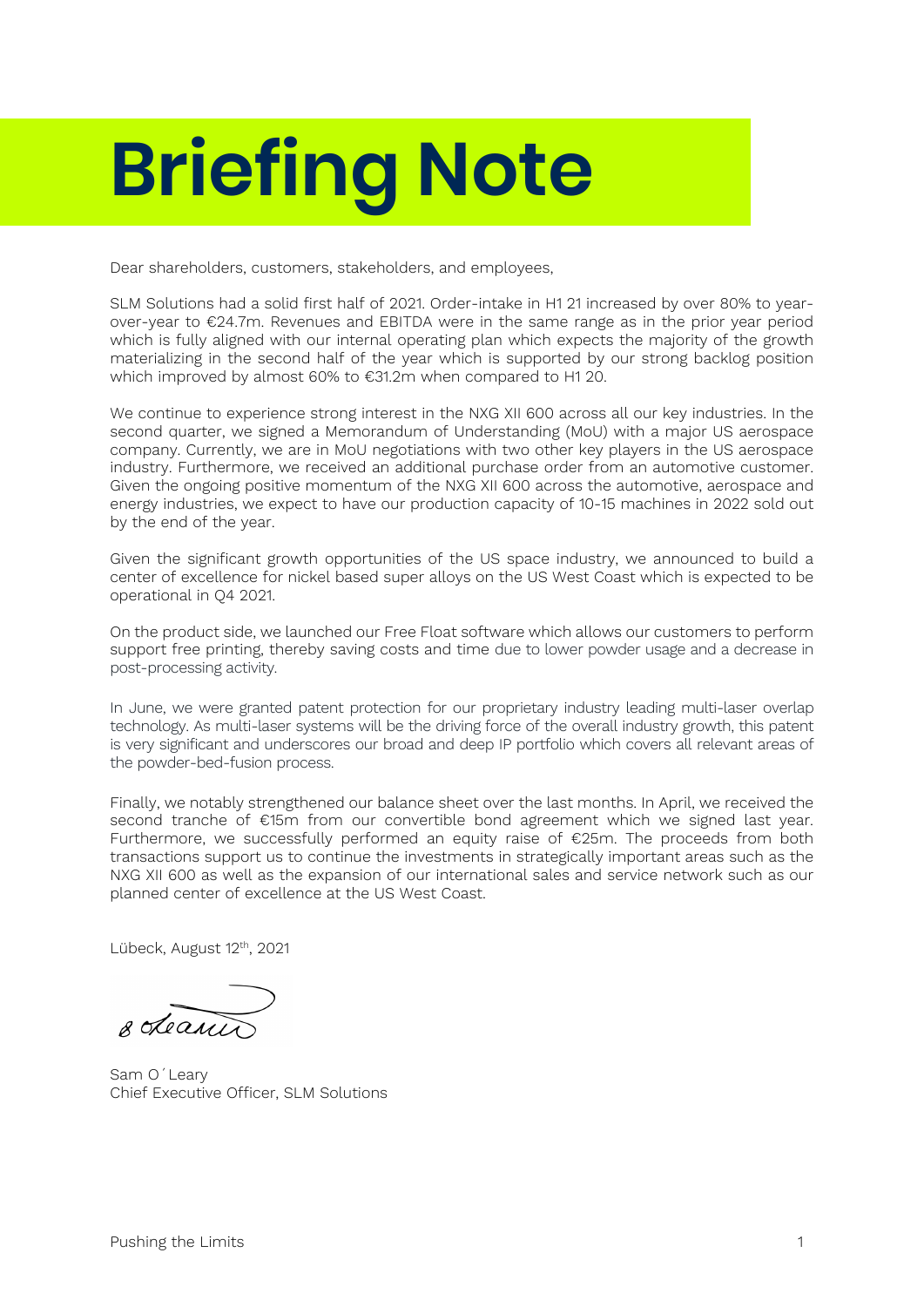# Briefing Note

Dear shareholders, customers, stakeholders, and employees,

SLM Solutions had a solid first half of 2021. Order-intake in H1 21 increased by over 80% to year-over-year to €24.7m. Revenues and EBITDA were in the same range as in the prior year period which is fully aligned with our internal operating plan which expects the majority of the growth materializing in the second half of the year which is supported by our strong backlog position which improved by almost 60% to €31.2m when compared to H1 20.

We continue to experience strong interest in the NXG XII 600 across all our key industries. In the second quarter, we signed a Memorandum of Understanding (MoU) with a major US aerospace company. Currently, we are in MoU negotiations with two other key players in the US aerospace industry. Furthermore, we received an additional purchase order from an automotive customer. Given the ongoing positive momentum of the NXG XII 600 across the automotive, aerospace and energy industries, we expect to have our production capacity of 10-15 machines in 2022 sold out by the end of the year.

Given the significant growth opportunities of the US space industry, we announced to build a center of excellence for nickel based super alloys on the US West Coast which is expected to be operational in Q4 2021.

On the product side, we launched our Free Float software which allows our customers to perform support free printing, thereby saving costs and time due to lower powder usage and a decrease in post-processing activity.

In June, we were granted patent protection for our proprietary industry leading multi-laser overlap technology. As multi-laser systems will be the driving force of the overall industry growth, this patent is very significant and underscores our broad and deep IP portfolio which covers all relevant areas of the powder-bed-fusion process.

Finally, we notably strengthened our balance sheet over the last months. In April, we received the second tranche of €15m from our convertible bond agreement which we signed last year. Furthermore, we successfully performed an equity raise of €25m. The proceeds from both transactions support us to continue the investments in strategically important areas such as the NXG XII 600 as well as the expansion of our international sales and service network such as our planned center of excellence at the US West Coast.

Lübeck, August 12th, 2021

Sam O´Leary
Chief Executive Officer, SLM Solutions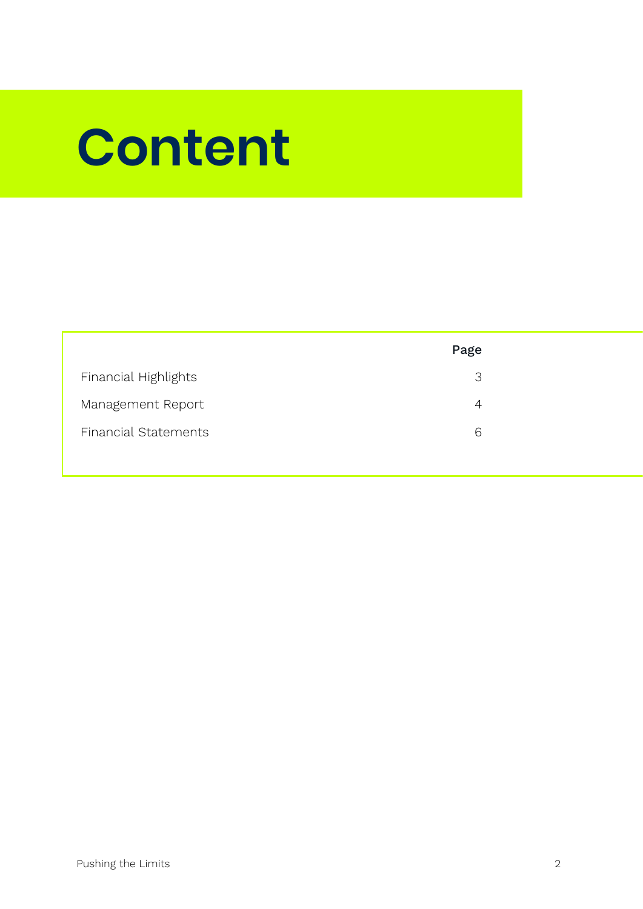# Content

| | Page |
|---|---|
| Financial Highlights | 3 |
| Management Report | 4 |
| Financial Statements | 6 |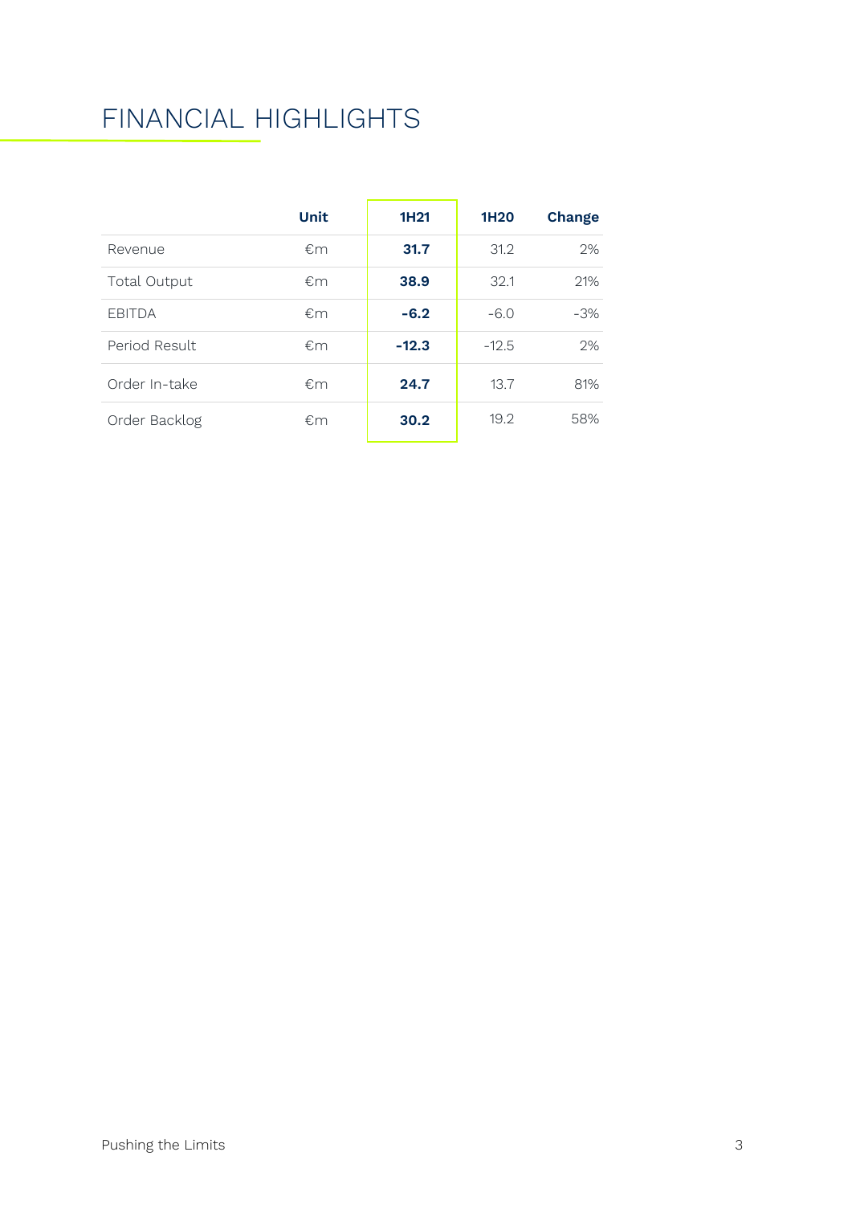# FINANCIAL HIGHLIGHTS

| | Unit | 1H21 | 1H20 | Change |
|---|---|---|---|---|
| Revenue | €m | **31.7** | 31.2 | 2% |
| Total Output | €m | **38.9** | 32.1 | 21% |
| EBITDA | €m | **-6.2** | -6.0 | -3% |
| Period Result | €m | **-12.3** | -12.5 | 2% |
| Order In-take | €m | **24.7** | 13.7 | 81% |
| Order Backlog | €m | **30.2** | 19.2 | 58% |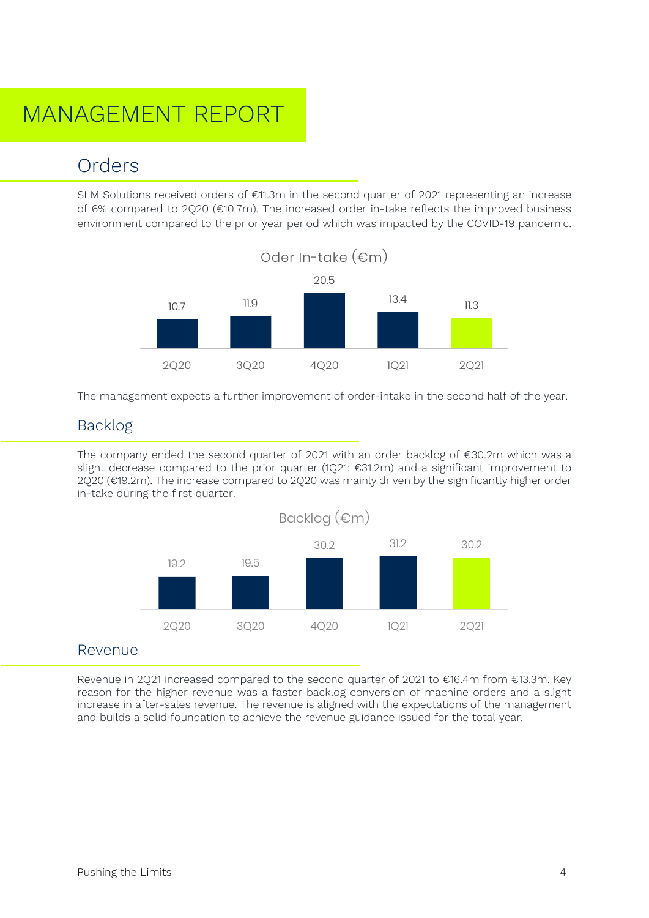# MANAGEMENT REPORT

## Orders

SLM Solutions received orders of €11.3m in the second quarter of 2021 representing an increase of 6% compared to 2Q20 (€10.7m). The increased order in-take reflects the improved business environment compared to the prior year period which was impacted by the COVID-19 pandemic.

Oder In-take (€m)

| 2Q20 | 3Q20 | 4Q20 | 1Q21 | 2Q21 |
|---|---|---|---|---|
| 10.7 | 11.9 | 20.5 | 13.4 | 11.3 |

The management expects a further improvement of order-intake in the second half of the year.

## Backlog

The company ended the second quarter of 2021 with an order backlog of €30.2m which was a slight decrease compared to the prior quarter (1Q21: €31.2m) and a significant improvement to 2Q20 (€19.2m). The increase compared to 2Q20 was mainly driven by the significantly higher order in-take during the first quarter.

Backlog (€m)

| 2Q20 | 3Q20 | 4Q20 | 1Q21 | 2Q21 |
|---|---|---|---|---|
| 19.2 | 19.5 | 30.2 | 31.2 | 30.2 |

## Revenue

Revenue in 2Q21 increased compared to the second quarter of 2021 to €16.4m from €13.3m. Key reason for the higher revenue was a faster backlog conversion of machine orders and a slight increase in after-sales revenue. The revenue is aligned with the expectations of the management and builds a solid foundation to achieve the revenue guidance issued for the total year.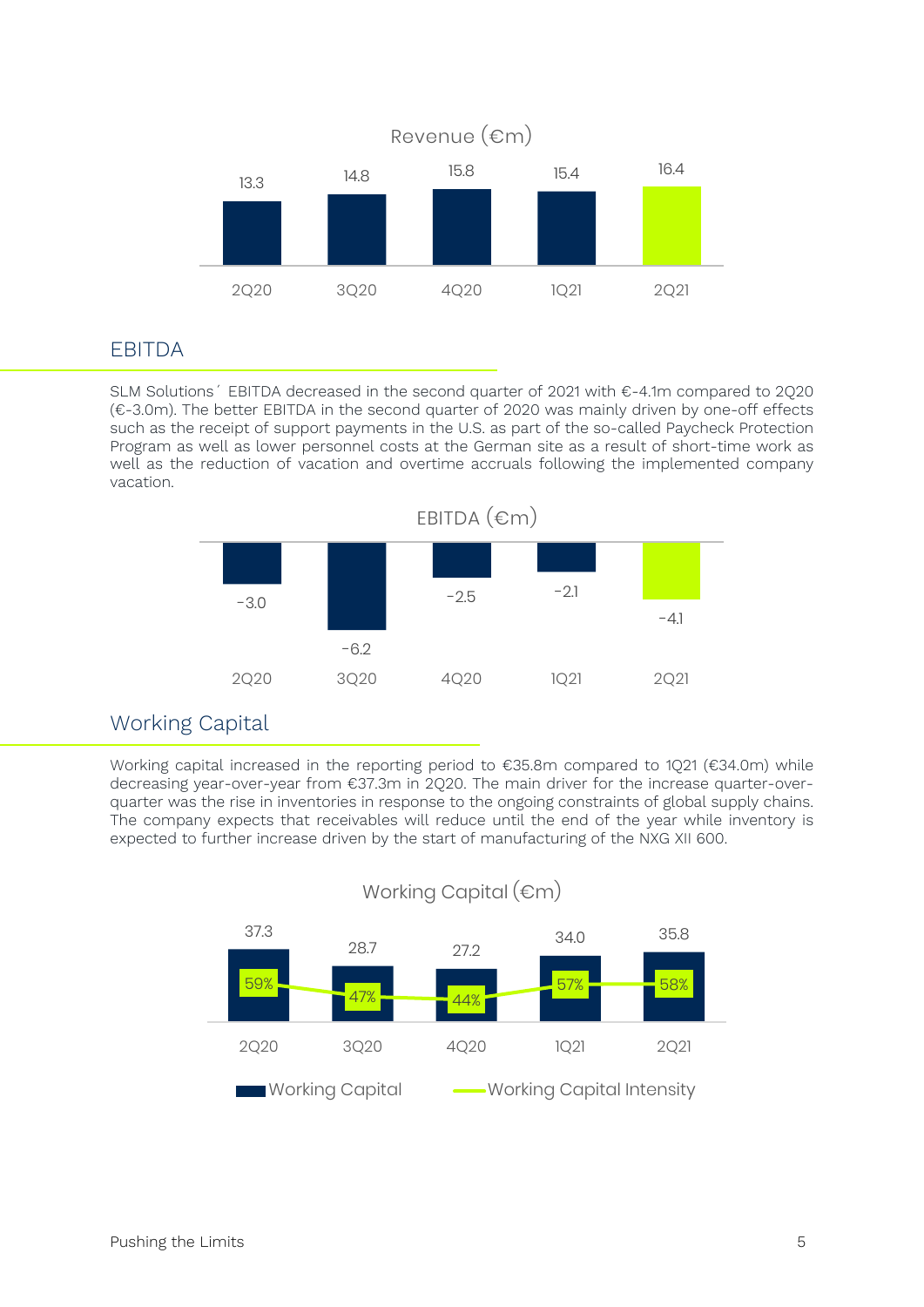Revenue (€m)

| 2Q20 | 3Q20 | 4Q20 | 1Q21 | 2Q21 |
|---|---|---|---|---|
| 13.3 | 14.8 | 15.8 | 15.4 | 16.4 |

## EBITDA

SLM Solutions´ EBITDA decreased in the second quarter of 2021 with €-4.1m compared to 2Q20 (€-3.0m). The better EBITDA in the second quarter of 2020 was mainly driven by one-off effects such as the receipt of support payments in the U.S. as part of the so-called Paycheck Protection Program as well as lower personnel costs at the German site as a result of short-time work as well as the reduction of vacation and overtime accruals following the implemented company vacation.

EBITDA (€m)

| 2Q20 | 3Q20 | 4Q20 | 1Q21 | 2Q21 |
|---|---|---|---|---|
| -3.0 | -6.2 | -2.5 | -2.1 | -4.1 |

## Working Capital

Working capital increased in the reporting period to €35.8m compared to 1Q21 (€34.0m) while decreasing year-over-year from €37.3m in 2Q20. The main driver for the increase quarter-over-quarter was the rise in inventories in response to the ongoing constraints of global supply chains. The company expects that receivables will reduce until the end of the year while inventory is expected to further increase driven by the start of manufacturing of the NXG XII 600.

Working Capital (€m)

| | 2Q20 | 3Q20 | 4Q20 | 1Q21 | 2Q21 |
|---|---|---|---|---|---|
| Working Capital | 37.3 | 28.7 | 27.2 | 34.0 | 35.8 |
| Working Capital Intensity | 59% | 47% | 44% | 57% | 58% |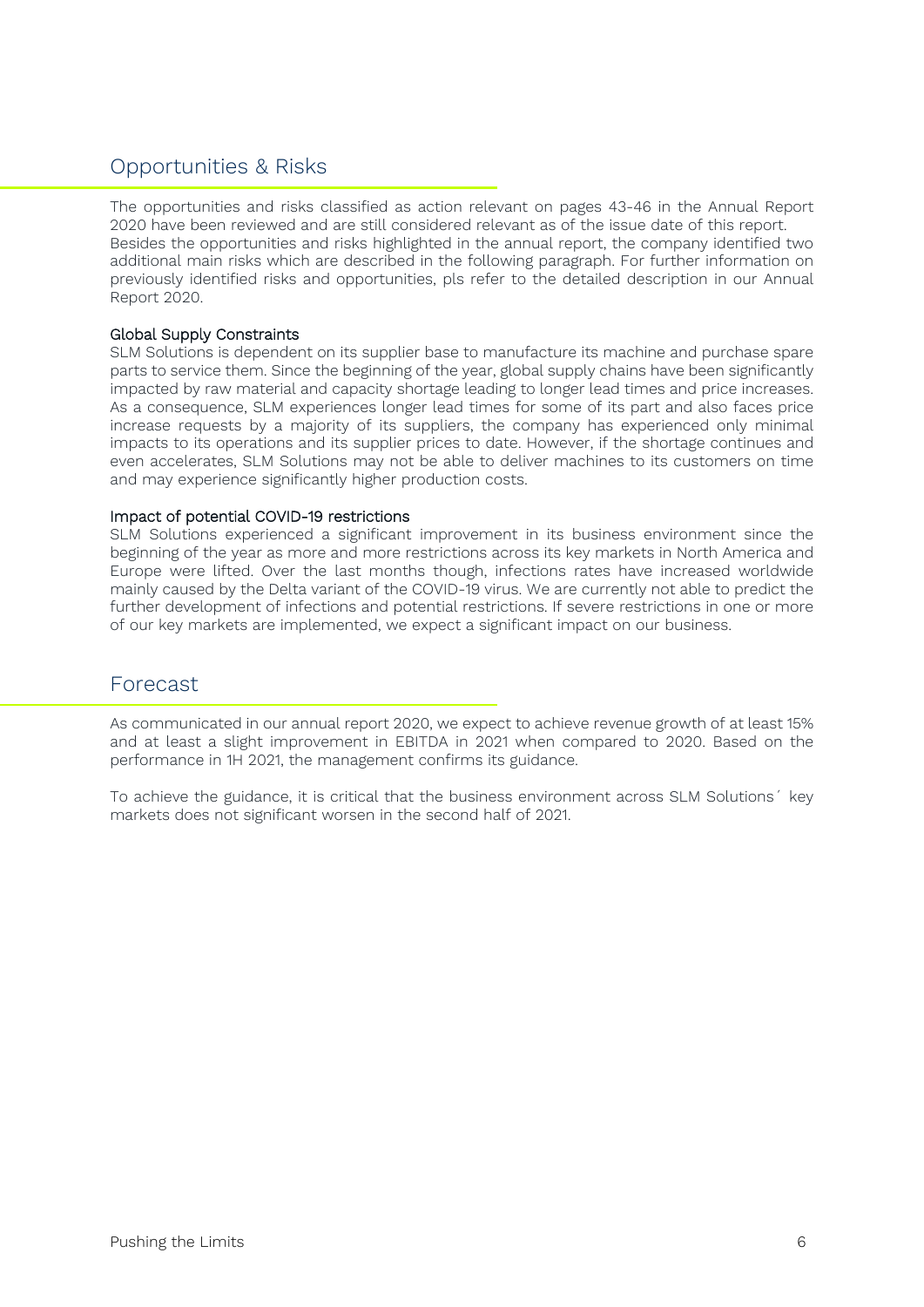## Opportunities & Risks

The opportunities and risks classified as action relevant on pages 43-46 in the Annual Report 2020 have been reviewed and are still considered relevant as of the issue date of this report. Besides the opportunities and risks highlighted in the annual report, the company identified two additional main risks which are described in the following paragraph. For further information on previously identified risks and opportunities, pls refer to the detailed description in our Annual Report 2020.

### Global Supply Constraints

SLM Solutions is dependent on its supplier base to manufacture its machine and purchase spare parts to service them. Since the beginning of the year, global supply chains have been significantly impacted by raw material and capacity shortage leading to longer lead times and price increases. As a consequence, SLM experiences longer lead times for some of its part and also faces price increase requests by a majority of its suppliers, the company has experienced only minimal impacts to its operations and its supplier prices to date. However, if the shortage continues and even accelerates, SLM Solutions may not be able to deliver machines to its customers on time and may experience significantly higher production costs.

### Impact of potential COVID-19 restrictions

SLM Solutions experienced a significant improvement in its business environment since the beginning of the year as more and more restrictions across its key markets in North America and Europe were lifted. Over the last months though, infections rates have increased worldwide mainly caused by the Delta variant of the COVID-19 virus. We are currently not able to predict the further development of infections and potential restrictions. If severe restrictions in one or more of our key markets are implemented, we expect a significant impact on our business.

## Forecast

As communicated in our annual report 2020, we expect to achieve revenue growth of at least 15% and at least a slight improvement in EBITDA in 2021 when compared to 2020. Based on the performance in 1H 2021, the management confirms its guidance.

To achieve the guidance, it is critical that the business environment across SLM Solutions´ key markets does not significant worsen in the second half of 2021.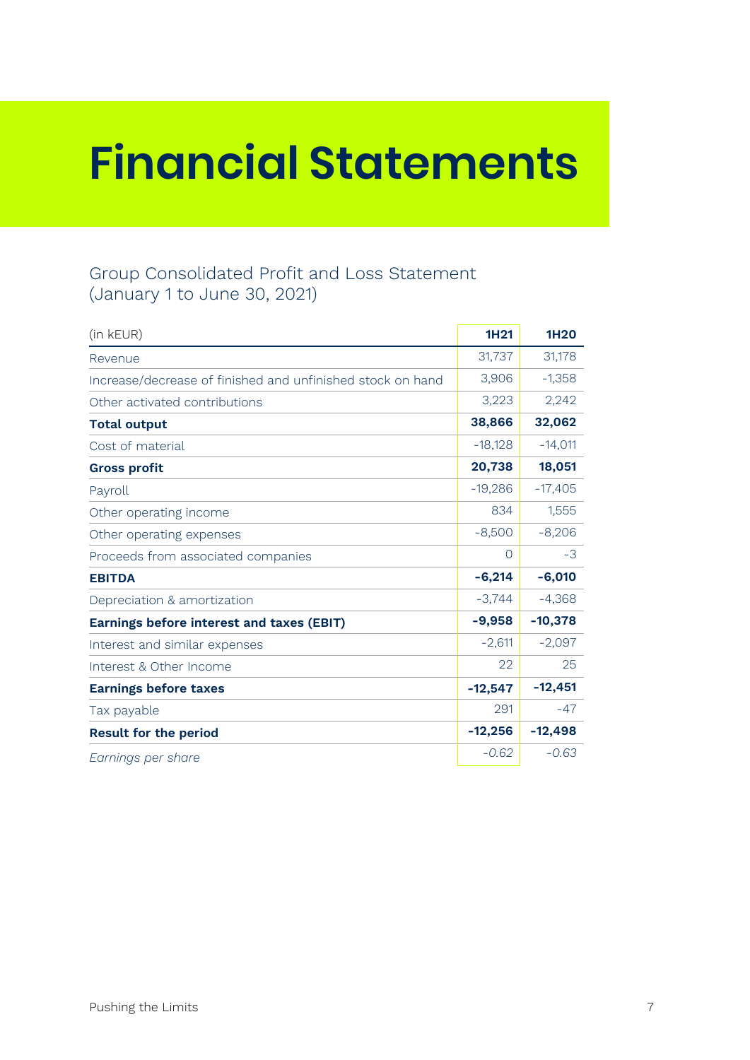# Financial Statements

## Group Consolidated Profit and Loss Statement (January 1 to June 30, 2021)

| (in kEUR) | 1H21 | 1H20 |
|---|---|---|
| Revenue | 31,737 | 31,178 |
| Increase/decrease of finished and unfinished stock on hand | 3,906 | -1,358 |
| Other activated contributions | 3,223 | 2,242 |
| **Total output** | **38,866** | **32,062** |
| Cost of material | -18,128 | -14,011 |
| **Gross profit** | **20,738** | **18,051** |
| Payroll | -19,286 | -17,405 |
| Other operating income | 834 | 1,555 |
| Other operating expenses | -8,500 | -8,206 |
| Proceeds from associated companies | 0 | -3 |
| **EBITDA** | **-6,214** | **-6,010** |
| Depreciation & amortization | -3,744 | -4,368 |
| **Earnings before interest and taxes (EBIT)** | **-9,958** | **-10,378** |
| Interest and similar expenses | -2,611 | -2,097 |
| Interest & Other Income | 22 | 25 |
| **Earnings before taxes** | **-12,547** | **-12,451** |
| Tax payable | 291 | -47 |
| **Result for the period** | **-12,256** | **-12,498** |
| *Earnings per share* | *-0.62* | *-0.63* |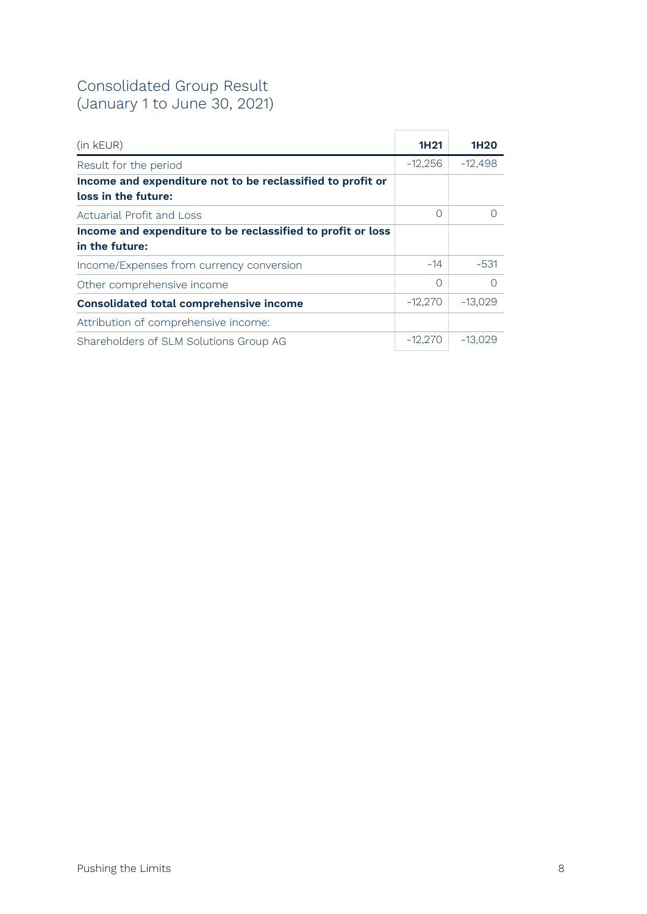# Consolidated Group Result
(January 1 to June 30, 2021)

| (in kEUR) | 1H21 | 1H20 |
|---|---|---|
| Result for the period | -12,256 | -12,498 |
| **Income and expenditure not to be reclassified to profit or loss in the future:** | | |
| Actuarial Profit and Loss | 0 | 0 |
| **Income and expenditure to be reclassified to profit or loss in the future:** | | |
| Income/Expenses from currency conversion | -14 | -531 |
| Other comprehensive income | 0 | 0 |
| **Consolidated total comprehensive income** | -12,270 | -13,029 |
| Attribution of comprehensive income: | | |
| Shareholders of SLM Solutions Group AG | -12,270 | -13,029 |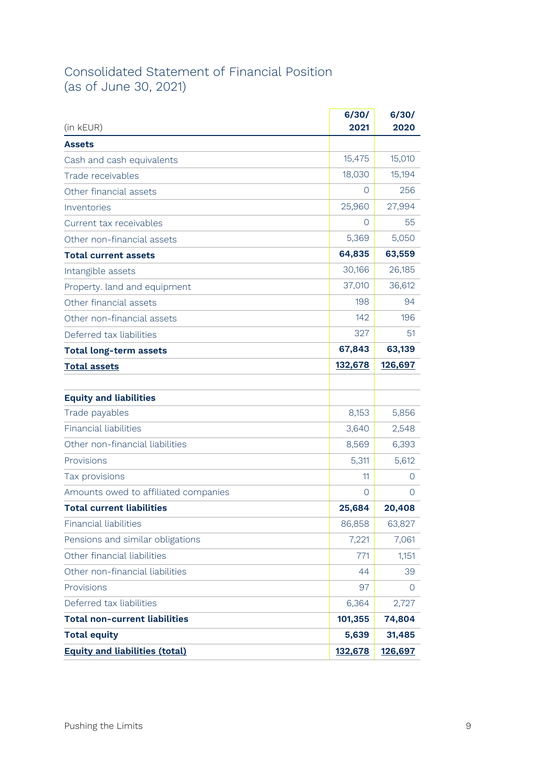# Consolidated Statement of Financial Position
(as of June 30, 2021)

| (in kEUR) | 6/30/ 2021 | 6/30/ 2020 |
|---|---|---|
| **Assets** | | |
| Cash and cash equivalents | 15,475 | 15,010 |
| Trade receivables | 18,030 | 15,194 |
| Other financial assets | 0 | 256 |
| Inventories | 25,960 | 27,994 |
| Current tax receivables | 0 | 55 |
| Other non-financial assets | 5,369 | 5,050 |
| **Total current assets** | **64,835** | **63,559** |
| Intangible assets | 30,166 | 26,185 |
| Property. land and equipment | 37,010 | 36,612 |
| Other financial assets | 198 | 94 |
| Other non-financial assets | 142 | 196 |
| Deferred tax liabilities | 327 | 51 |
| **Total long-term assets** | **67,843** | **63,139** |
| **Total assets** | **132,678** | **126,697** |
| | | |
| **Equity and liabilities** | | |
| Trade payables | 8,153 | 5,856 |
| Financial liabilities | 3,640 | 2,548 |
| Other non-financial liabilities | 8,569 | 6,393 |
| Provisions | 5,311 | 5,612 |
| Tax provisions | 11 | 0 |
| Amounts owed to affiliated companies | 0 | 0 |
| **Total current liabilities** | **25,684** | **20,408** |
| Financial liabilities | 86,858 | 63,827 |
| Pensions and similar obligations | 7,221 | 7,061 |
| Other financial liabilities | 771 | 1,151 |
| Other non-financial liabilities | 44 | 39 |
| Provisions | 97 | 0 |
| Deferred tax liabilities | 6,364 | 2,727 |
| **Total non-current liabilities** | **101,355** | **74,804** |
| **Total equity** | **5,639** | **31,485** |
| **Equity and liabilities (total)** | **132,678** | **126,697** |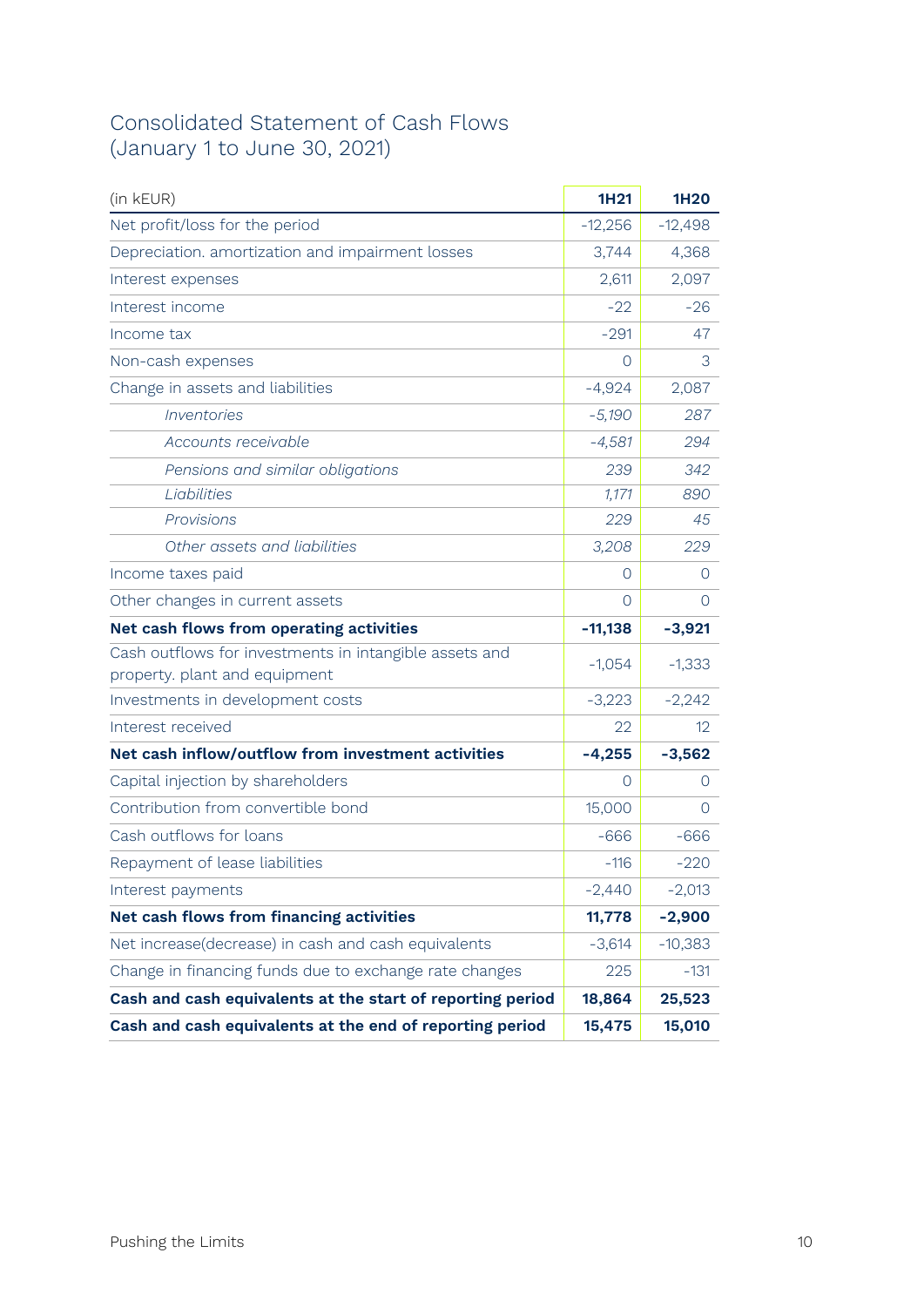# Consolidated Statement of Cash Flows (January 1 to June 30, 2021)

| (in kEUR) | 1H21 | 1H20 |
|---|---|---|
| Net profit/loss for the period | -12,256 | -12,498 |
| Depreciation. amortization and impairment losses | 3,744 | 4,368 |
| Interest expenses | 2,611 | 2,097 |
| Interest income | -22 | -26 |
| Income tax | -291 | 47 |
| Non-cash expenses | 0 | 3 |
| Change in assets and liabilities | -4,924 | 2,087 |
| *Inventories* | *-5,190* | *287* |
| *Accounts receivable* | *-4,581* | *294* |
| *Pensions and similar obligations* | *239* | *342* |
| *Liabilities* | *1,171* | *890* |
| *Provisions* | *229* | *45* |
| *Other assets and liabilities* | *3,208* | *229* |
| Income taxes paid | 0 | 0 |
| Other changes in current assets | 0 | 0 |
| **Net cash flows from operating activities** | **-11,138** | **-3,921** |
| Cash outflows for investments in intangible assets and property. plant and equipment | -1,054 | -1,333 |
| Investments in development costs | -3,223 | -2,242 |
| Interest received | 22 | 12 |
| **Net cash inflow/outflow from investment activities** | **-4,255** | **-3,562** |
| Capital injection by shareholders | 0 | 0 |
| Contribution from convertible bond | 15,000 | 0 |
| Cash outflows for loans | -666 | -666 |
| Repayment of lease liabilities | -116 | -220 |
| Interest payments | -2,440 | -2,013 |
| **Net cash flows from financing activities** | **11,778** | **-2,900** |
| Net increase(decrease) in cash and cash equivalents | -3,614 | -10,383 |
| Change in financing funds due to exchange rate changes | 225 | -131 |
| **Cash and cash equivalents at the start of reporting period** | **18,864** | **25,523** |
| **Cash and cash equivalents at the end of reporting period** | **15,475** | **15,010** |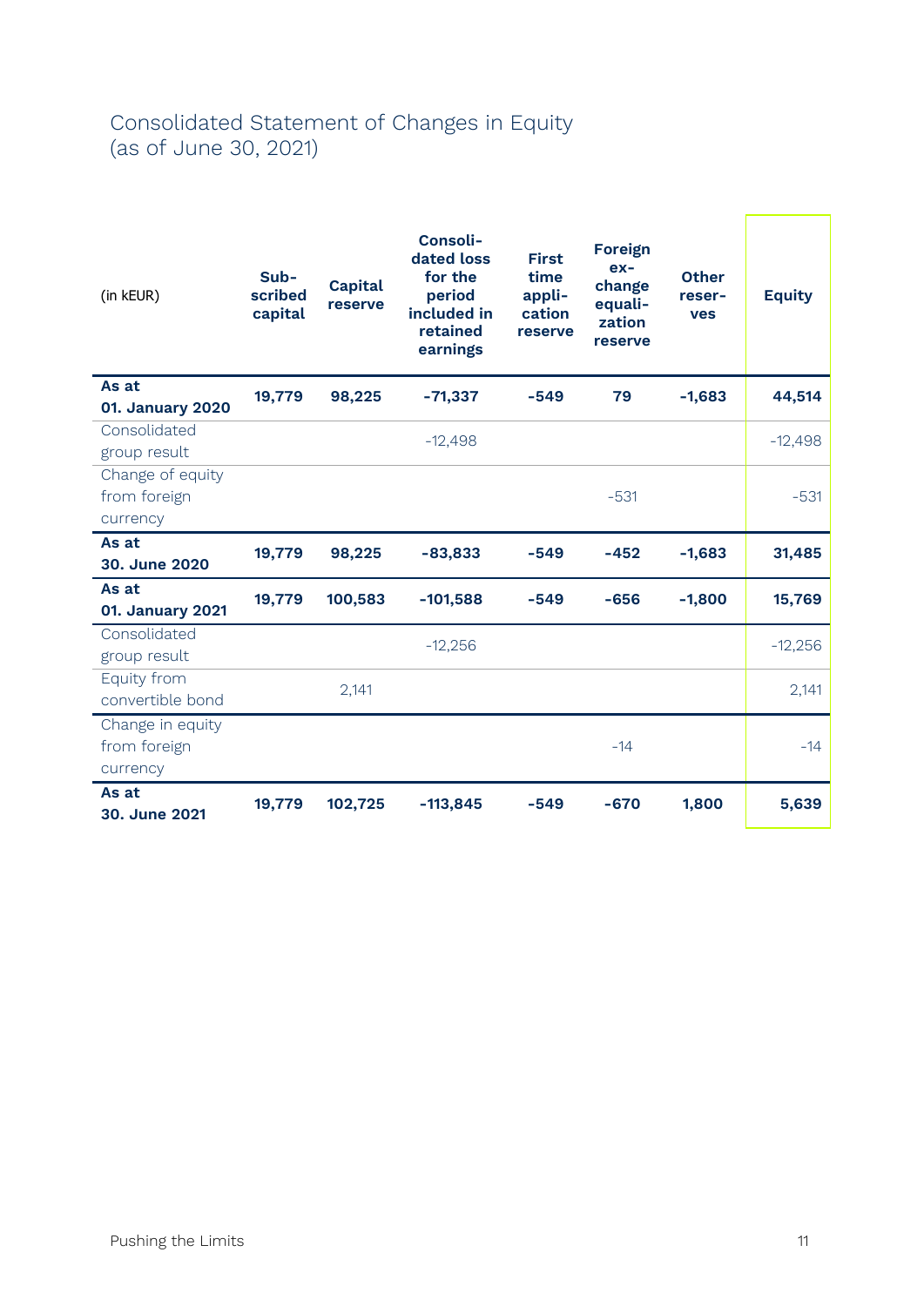# Consolidated Statement of Changes in Equity (as of June 30, 2021)

| (in kEUR) | Subscribed capital | Capital reserve | Consolidated loss for the period included in retained earnings | First time application reserve | Foreign exchange equalization reserve | Other reserves | Equity |
|---|---|---|---|---|---|---|---|
| **As at 01. January 2020** | **19,779** | **98,225** | **-71,337** | **-549** | **79** | **-1,683** | **44,514** |
| Consolidated group result | | | -12,498 | | | | -12,498 |
| Change of equity from foreign currency | | | | | -531 | | -531 |
| **As at 30. June 2020** | **19,779** | **98,225** | **-83,833** | **-549** | **-452** | **-1,683** | **31,485** |
| **As at 01. January 2021** | **19,779** | **100,583** | **-101,588** | **-549** | **-656** | **-1,800** | **15,769** |
| Consolidated group result | | | -12,256 | | | | -12,256 |
| Equity from convertible bond | | 2,141 | | | | | 2,141 |
| Change in equity from foreign currency | | | | | -14 | | -14 |
| **As at 30. June 2021** | **19,779** | **102,725** | **-113,845** | **-549** | **-670** | **1,800** | **5,639** |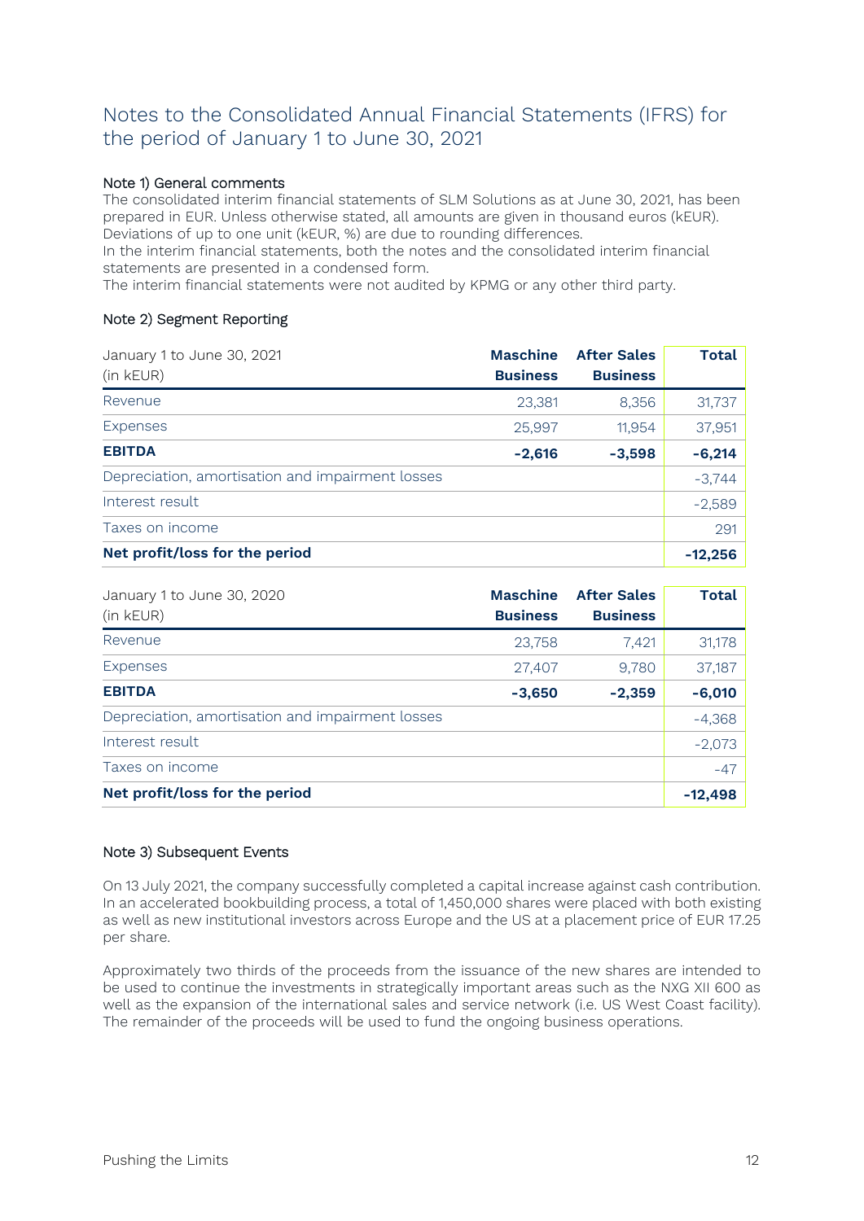# Notes to the Consolidated Annual Financial Statements (IFRS) for the period of January 1 to June 30, 2021

## Note 1) General comments

The consolidated interim financial statements of SLM Solutions as at June 30, 2021, has been prepared in EUR. Unless otherwise stated, all amounts are given in thousand euros (kEUR). Deviations of up to one unit (kEUR, %) are due to rounding differences.
In the interim financial statements, both the notes and the consolidated interim financial statements are presented in a condensed form.
The interim financial statements were not audited by KPMG or any other third party.

## Note 2) Segment Reporting

| January 1 to June 30, 2021 (in kEUR) | Maschine Business | After Sales Business | Total |
|---|---|---|---|
| Revenue | 23,381 | 8,356 | 31,737 |
| Expenses | 25,997 | 11,954 | 37,951 |
| **EBITDA** | **-2,616** | **-3,598** | **-6,214** |
| Depreciation, amortisation and impairment losses | | | -3,744 |
| Interest result | | | -2,589 |
| Taxes on income | | | 291 |
| **Net profit/loss for the period** | | | **-12,256** |

| January 1 to June 30, 2020 (in kEUR) | Maschine Business | After Sales Business | Total |
|---|---|---|---|
| Revenue | 23,758 | 7,421 | 31,178 |
| Expenses | 27,407 | 9,780 | 37,187 |
| **EBITDA** | **-3,650** | **-2,359** | **-6,010** |
| Depreciation, amortisation and impairment losses | | | -4,368 |
| Interest result | | | -2,073 |
| Taxes on income | | | -47 |
| **Net profit/loss for the period** | | | **-12,498** |

## Note 3) Subsequent Events

On 13 July 2021, the company successfully completed a capital increase against cash contribution. In an accelerated bookbuilding process, a total of 1,450,000 shares were placed with both existing as well as new institutional investors across Europe and the US at a placement price of EUR 17.25 per share.

Approximately two thirds of the proceeds from the issuance of the new shares are intended to be used to continue the investments in strategically important areas such as the NXG XII 600 as well as the expansion of the international sales and service network (i.e. US West Coast facility). The remainder of the proceeds will be used to fund the ongoing business operations.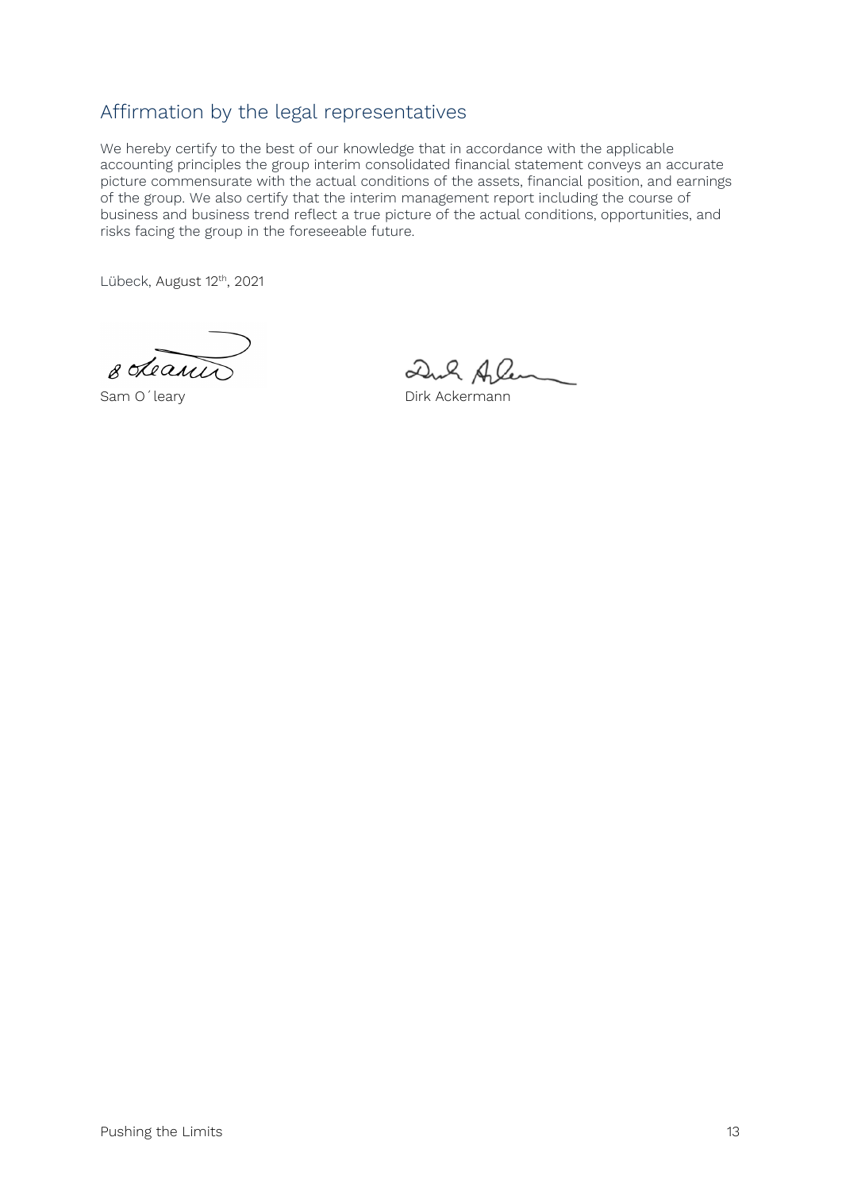## Affirmation by the legal representatives

We hereby certify to the best of our knowledge that in accordance with the applicable accounting principles the group interim consolidated financial statement conveys an accurate picture commensurate with the actual conditions of the assets, financial position, and earnings of the group. We also certify that the interim management report including the course of business and business trend reflect a true picture of the actual conditions, opportunities, and risks facing the group in the foreseeable future.

Lübeck, August 12th, 2021

Sam O´leary

Dirk Ackermann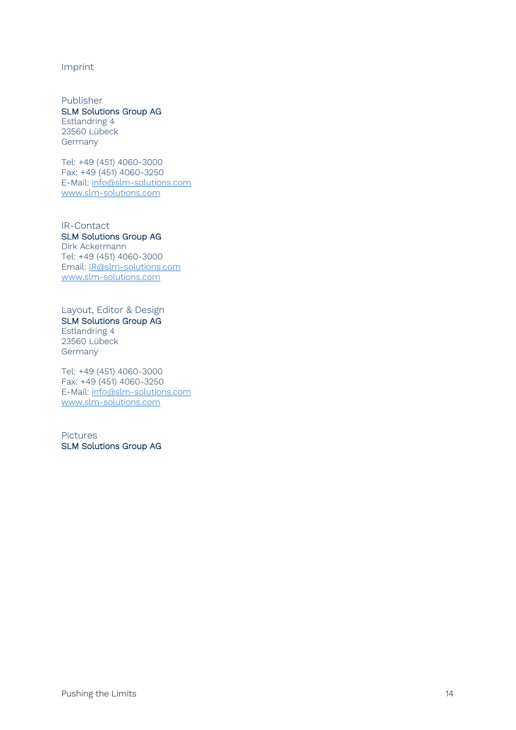# Imprint

## Publisher

**SLM Solutions Group AG**
Estlandring 4
23560 Lübeck
Germany

Tel: +49 (451) 4060-3000
Fax: +49 (451) 4060-3250
E-Mail: info@slm-solutions.com
www.slm-solutions.com

## IR-Contact

**SLM Solutions Group AG**
Dirk Ackermann
Tel: +49 (451) 4060-3000
Email: IR@slm-solutions.com
www.slm-solutions.com

## Layout, Editor & Design

**SLM Solutions Group AG**
Estlandring 4
23560 Lübeck
Germany

Tel: +49 (451) 4060-3000
Fax: +49 (451) 4060-3250
E-Mail: info@slm-solutions.com
www.slm-solutions.com

## Pictures

**SLM Solutions Group AG**